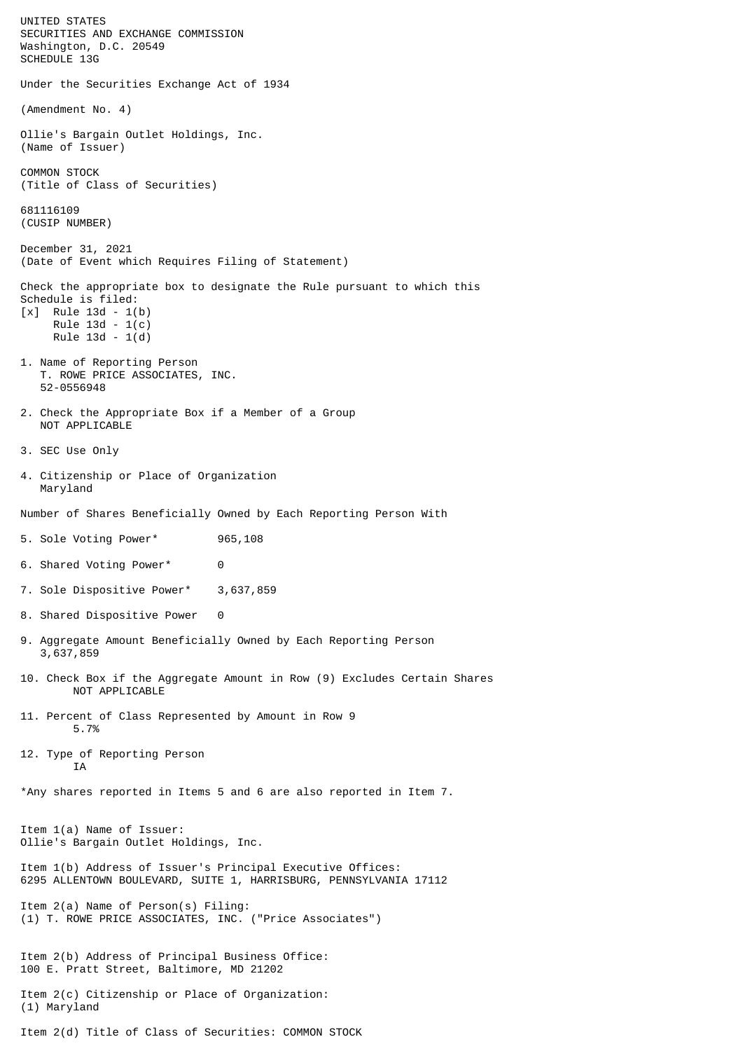UNITED STATES
SECURITIES AND EXCHANGE COMMISSION
Washington, D.C. 20549
SCHEDULE 13G

Under the Securities Exchange Act of 1934

(Amendment No. 4)

Ollie's Bargain Outlet Holdings, Inc.
(Name of Issuer)

COMMON STOCK
(Title of Class of Securities)

681116109
(CUSIP NUMBER)

December 31, 2021
(Date of Event which Requires Filing of Statement)

Check the appropriate box to designate the Rule pursuant to which this Schedule is filed:
[x] Rule 13d - 1(b)
Rule 13d - 1(c)
Rule 13d - 1(d)

1. Name of Reporting Person
T. ROWE PRICE ASSOCIATES, INC.
52-0556948

2. Check the Appropriate Box if a Member of a Group
NOT APPLICABLE

3. SEC Use Only

4. Citizenship or Place of Organization
Maryland

Number of Shares Beneficially Owned by Each Reporting Person With

5. Sole Voting Power* 965,108

6. Shared Voting Power* 0

7. Sole Dispositive Power* 3,637,859

8. Shared Dispositive Power 0

9. Aggregate Amount Beneficially Owned by Each Reporting Person
3,637,859

10. Check Box if the Aggregate Amount in Row (9) Excludes Certain Shares
NOT APPLICABLE

11. Percent of Class Represented by Amount in Row 9
5.7%

12. Type of Reporting Person
IA

*Any shares reported in Items 5 and 6 are also reported in Item 7.

Item 1(a) Name of Issuer:
Ollie's Bargain Outlet Holdings, Inc.

Item 1(b) Address of Issuer's Principal Executive Offices:
6295 ALLENTOWN BOULEVARD, SUITE 1, HARRISBURG, PENNSYLVANIA 17112

Item 2(a) Name of Person(s) Filing:
(1) T. ROWE PRICE ASSOCIATES, INC. ("Price Associates")

Item 2(b) Address of Principal Business Office:
100 E. Pratt Street, Baltimore, MD 21202

Item 2(c) Citizenship or Place of Organization:
(1) Maryland

Item 2(d) Title of Class of Securities: COMMON STOCK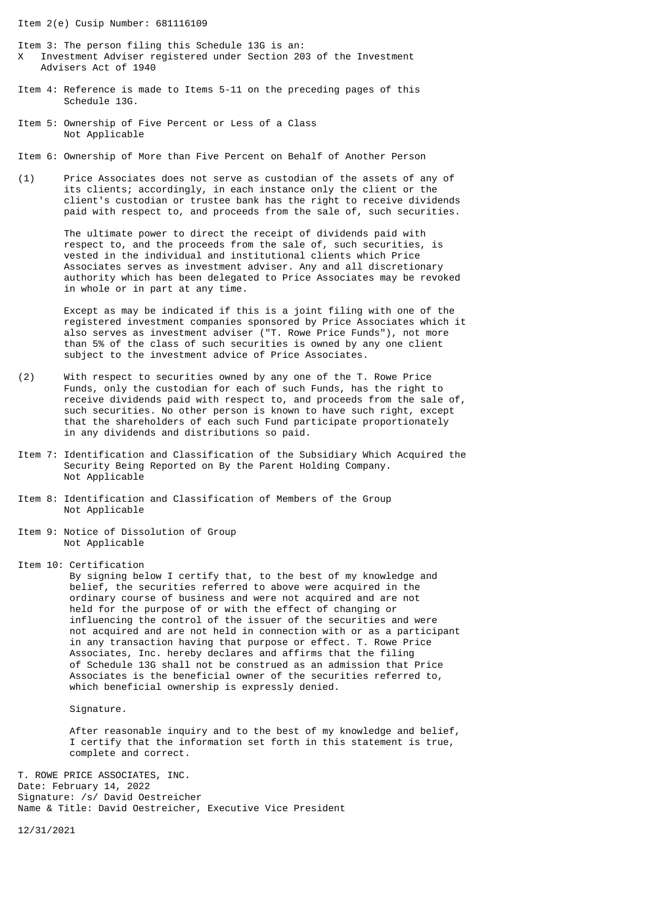Item 2(e) Cusip Number: 681116109

Item 3: The person filing this Schedule 13G is an:

X Investment Adviser registered under Section 203 of the Investment Advisers Act of 1940

Item 4: Reference is made to Items 5-11 on the preceding pages of this Schedule 13G.

Item 5: Ownership of Five Percent or Less of a Class
Not Applicable

Item 6: Ownership of More than Five Percent on Behalf of Another Person

(1) Price Associates does not serve as custodian of the assets of any of its clients; accordingly, in each instance only the client or the client's custodian or trustee bank has the right to receive dividends paid with respect to, and proceeds from the sale of, such securities.

The ultimate power to direct the receipt of dividends paid with respect to, and the proceeds from the sale of, such securities, is vested in the individual and institutional clients which Price Associates serves as investment adviser. Any and all discretionary authority which has been delegated to Price Associates may be revoked in whole or in part at any time.

Except as may be indicated if this is a joint filing with one of the registered investment companies sponsored by Price Associates which it also serves as investment adviser ("T. Rowe Price Funds"), not more than 5% of the class of such securities is owned by any one client subject to the investment advice of Price Associates.

(2) With respect to securities owned by any one of the T. Rowe Price Funds, only the custodian for each of such Funds, has the right to receive dividends paid with respect to, and proceeds from the sale of, such securities. No other person is known to have such right, except that the shareholders of each such Fund participate proportionately in any dividends and distributions so paid.

Item 7: Identification and Classification of the Subsidiary Which Acquired the Security Being Reported on By the Parent Holding Company.
Not Applicable

Item 8: Identification and Classification of Members of the Group
Not Applicable

Item 9: Notice of Dissolution of Group
Not Applicable

Item 10: Certification
By signing below I certify that, to the best of my knowledge and belief, the securities referred to above were acquired in the ordinary course of business and were not acquired and are not held for the purpose of or with the effect of changing or influencing the control of the issuer of the securities and were not acquired and are not held in connection with or as a participant in any transaction having that purpose or effect. T. Rowe Price Associates, Inc. hereby declares and affirms that the filing of Schedule 13G shall not be construed as an admission that Price Associates is the beneficial owner of the securities referred to, which beneficial ownership is expressly denied.

Signature.

After reasonable inquiry and to the best of my knowledge and belief, I certify that the information set forth in this statement is true, complete and correct.

T. ROWE PRICE ASSOCIATES, INC.
Date: February 14, 2022
Signature: /s/ David Oestreicher
Name & Title: David Oestreicher, Executive Vice President

12/31/2021